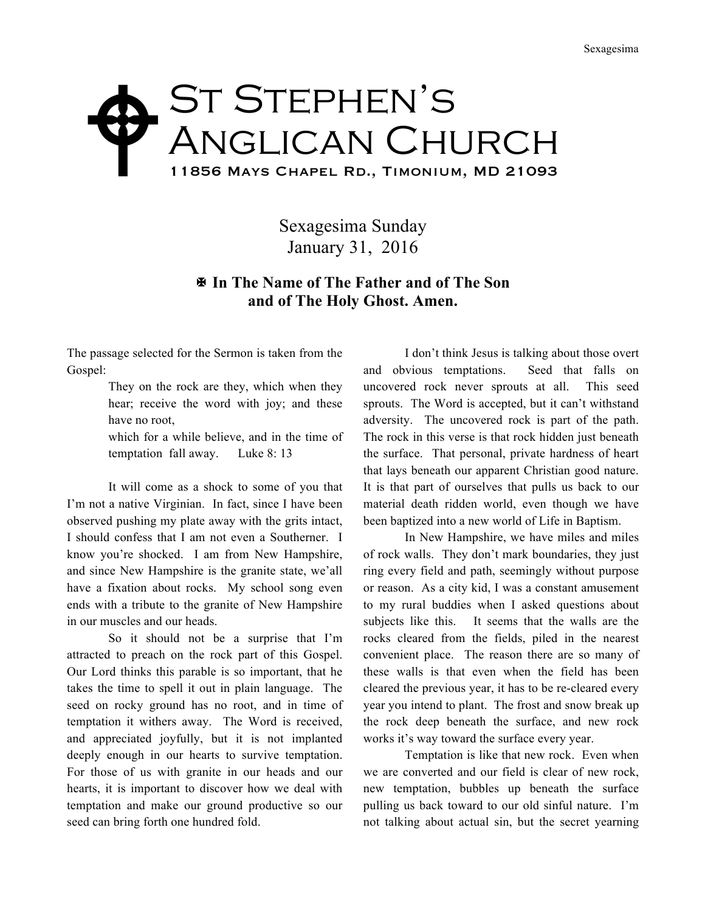# St Stephen's Anglican Church

11856 Mays Chapel Rd., Timonium, MD 21093

## Sexagesima Sunday
## January 31, 2016

**✠ In The Name of The Father and of The Son and of The Holy Ghost. Amen.**

The passage selected for the Sermon is taken from the Gospel:

> They on the rock are they, which when they hear; receive the word with joy; and these have no root,
> which for a while believe, and in the time of temptation fall away. Luke 8: 13

It will come as a shock to some of you that I'm not a native Virginian. In fact, since I have been observed pushing my plate away with the grits intact, I should confess that I am not even a Southerner. I know you're shocked. I am from New Hampshire, and since New Hampshire is the granite state, we'all have a fixation about rocks. My school song even ends with a tribute to the granite of New Hampshire in our muscles and our heads.

So it should not be a surprise that I'm attracted to preach on the rock part of this Gospel. Our Lord thinks this parable is so important, that he takes the time to spell it out in plain language. The seed on rocky ground has no root, and in time of temptation it withers away. The Word is received, and appreciated joyfully, but it is not implanted deeply enough in our hearts to survive temptation. For those of us with granite in our heads and our hearts, it is important to discover how we deal with temptation and make our ground productive so our seed can bring forth one hundred fold.

I don't think Jesus is talking about those overt and obvious temptations. Seed that falls on uncovered rock never sprouts at all. This seed sprouts. The Word is accepted, but it can't withstand adversity. The uncovered rock is part of the path. The rock in this verse is that rock hidden just beneath the surface. That personal, private hardness of heart that lays beneath our apparent Christian good nature. It is that part of ourselves that pulls us back to our material death ridden world, even though we have been baptized into a new world of Life in Baptism.

In New Hampshire, we have miles and miles of rock walls. They don't mark boundaries, they just ring every field and path, seemingly without purpose or reason. As a city kid, I was a constant amusement to my rural buddies when I asked questions about subjects like this. It seems that the walls are the rocks cleared from the fields, piled in the nearest convenient place. The reason there are so many of these walls is that even when the field has been cleared the previous year, it has to be re-cleared every year you intend to plant. The frost and snow break up the rock deep beneath the surface, and new rock works it's way toward the surface every year.

Temptation is like that new rock. Even when we are converted and our field is clear of new rock, new temptation, bubbles up beneath the surface pulling us back toward to our old sinful nature. I'm not talking about actual sin, but the secret yearning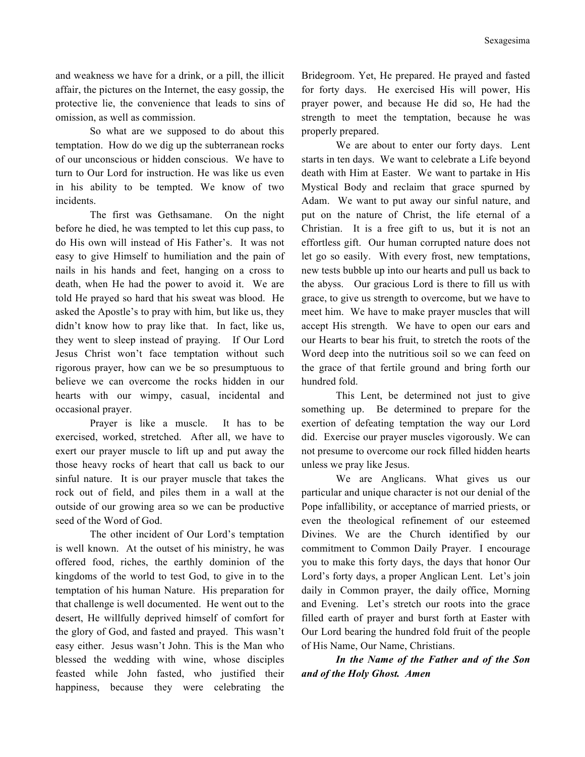and weakness we have for a drink, or a pill, the illicit affair, the pictures on the Internet, the easy gossip, the protective lie, the convenience that leads to sins of omission, as well as commission.

So what are we supposed to do about this temptation. How do we dig up the subterranean rocks of our unconscious or hidden conscious. We have to turn to Our Lord for instruction. He was like us even in his ability to be tempted. We know of two incidents.

The first was Gethsamane. On the night before he died, he was tempted to let this cup pass, to do His own will instead of His Father's. It was not easy to give Himself to humiliation and the pain of nails in his hands and feet, hanging on a cross to death, when He had the power to avoid it. We are told He prayed so hard that his sweat was blood. He asked the Apostle's to pray with him, but like us, they didn't know how to pray like that. In fact, like us, they went to sleep instead of praying. If Our Lord Jesus Christ won't face temptation without such rigorous prayer, how can we be so presumptuous to believe we can overcome the rocks hidden in our hearts with our wimpy, casual, incidental and occasional prayer.

Prayer is like a muscle. It has to be exercised, worked, stretched. After all, we have to exert our prayer muscle to lift up and put away the those heavy rocks of heart that call us back to our sinful nature. It is our prayer muscle that takes the rock out of field, and piles them in a wall at the outside of our growing area so we can be productive seed of the Word of God.

The other incident of Our Lord's temptation is well known. At the outset of his ministry, he was offered food, riches, the earthly dominion of the kingdoms of the world to test God, to give in to the temptation of his human Nature. His preparation for that challenge is well documented. He went out to the desert, He willfully deprived himself of comfort for the glory of God, and fasted and prayed. This wasn't easy either. Jesus wasn't John. This is the Man who blessed the wedding with wine, whose disciples feasted while John fasted, who justified their happiness, because they were celebrating the Bridegroom. Yet, He prepared. He prayed and fasted for forty days. He exercised His will power, His prayer power, and because He did so, He had the strength to meet the temptation, because he was properly prepared.

We are about to enter our forty days. Lent starts in ten days. We want to celebrate a Life beyond death with Him at Easter. We want to partake in His Mystical Body and reclaim that grace spurned by Adam. We want to put away our sinful nature, and put on the nature of Christ, the life eternal of a Christian. It is a free gift to us, but it is not an effortless gift. Our human corrupted nature does not let go so easily. With every frost, new temptations, new tests bubble up into our hearts and pull us back to the abyss. Our gracious Lord is there to fill us with grace, to give us strength to overcome, but we have to meet him. We have to make prayer muscles that will accept His strength. We have to open our ears and our Hearts to bear his fruit, to stretch the roots of the Word deep into the nutritious soil so we can feed on the grace of that fertile ground and bring forth our hundred fold.

This Lent, be determined not just to give something up. Be determined to prepare for the exertion of defeating temptation the way our Lord did. Exercise our prayer muscles vigorously. We can not presume to overcome our rock filled hidden hearts unless we pray like Jesus.

We are Anglicans. What gives us our particular and unique character is not our denial of the Pope infallibility, or acceptance of married priests, or even the theological refinement of our esteemed Divines. We are the Church identified by our commitment to Common Daily Prayer. I encourage you to make this forty days, the days that honor Our Lord's forty days, a proper Anglican Lent. Let's join daily in Common prayer, the daily office, Morning and Evening. Let's stretch our roots into the grace filled earth of prayer and burst forth at Easter with Our Lord bearing the hundred fold fruit of the people of His Name, Our Name, Christians.

***In the Name of the Father and of the Son and of the Holy Ghost. Amen***